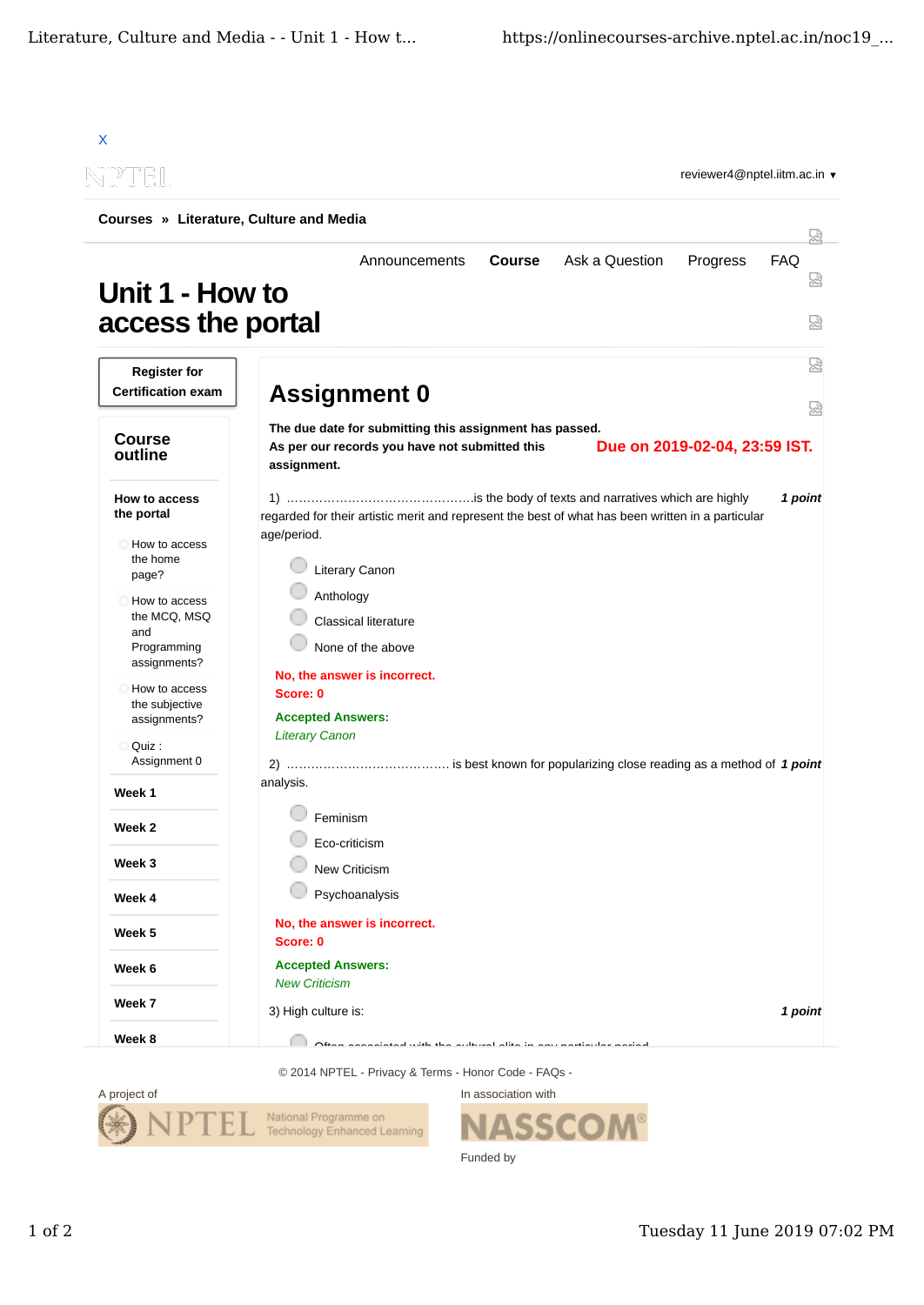X

reviewer4@nptel.iitm.ac.in ▾

**Courses** » **Literature, Culture and Media**

Announcements **Course** Ask a Question Progress FAQ

# Unit 1 - How to access the portal

**Register for Certification exam**

## Course outline

**How to access the portal**

- How to access the home page?
- How to access the MCQ, MSQ and Programming assignments?
- How to access the subjective assignments?
- Quiz : Assignment 0

**Week 1**

**Week 2**

**Week 3**

**Week 4**

**Week 5**

**Week 6**

**Week 7**

**Week 8**

# Assignment 0

**The due date for submitting this assignment has passed.**
**As per our records you have not submitted this assignment.**

**Due on 2019-02-04, 23:59 IST.**

1) ……………………………………….is the body of texts and narratives which are highly regarded for their artistic merit and represent the best of what has been written in a particular age/period. ***1 point***

- Literary Canon
- Anthology
- Classical literature
- None of the above

**No, the answer is incorrect.**
**Score: 0**

**Accepted Answers:**
*Literary Canon*

2) …………………………………. is best known for popularizing close reading as a method of analysis. ***1 point***

- Feminism
- Eco-criticism
- New Criticism
- Psychoanalysis

**No, the answer is incorrect.**
**Score: 0**

**Accepted Answers:**
*New Criticism*

3) High culture is: ***1 point***

- Often associated with the cultural elite in any particular period

© 2014 NPTEL - Privacy & Terms - Honor Code - FAQs -

A project of

In association with

Funded by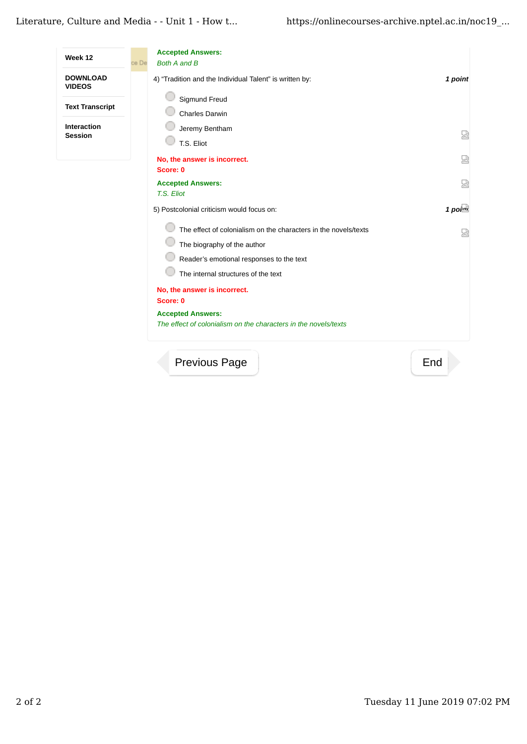- Week 12
- DOWNLOAD VIDEOS
- Text Transcript
- Interaction Session

**Accepted Answers:**
*Both A and B*

4) "Tradition and the Individual Talent" is written by: ***1 point***

- Sigmund Freud
- Charles Darwin
- Jeremy Bentham
- T.S. Eliot

**No, the answer is incorrect.**
**Score: 0**

**Accepted Answers:**
*T.S. Eliot*

5) Postcolonial criticism would focus on: ***1 point***

- The effect of colonialism on the characters in the novels/texts
- The biography of the author
- Reader's emotional responses to the text
- The internal structures of the text

**No, the answer is incorrect.**
**Score: 0**

**Accepted Answers:**
*The effect of colonialism on the characters in the novels/texts*

Previous Page | End